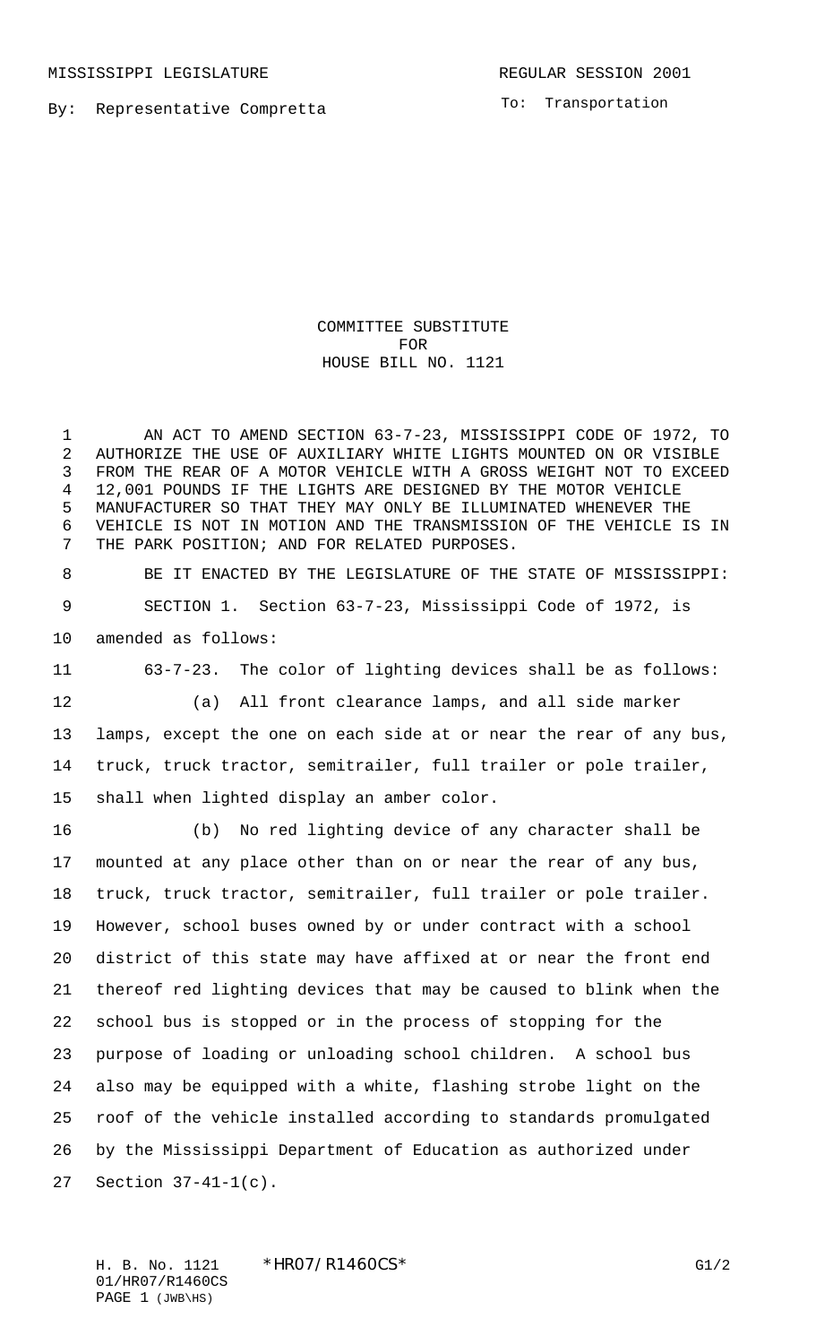MISSISSIPPI LEGISLATURE REGULAR SESSION 2001

By: Representative Compretta

To: Transportation

# COMMITTEE SUBSTITUTE FOR HOUSE BILL NO. 1121

AN ACT TO AMEND SECTION 63-7-23, MISSISSIPPI CODE OF 1972, TO AUTHORIZE THE USE OF AUXILIARY WHITE LIGHTS MOUNTED ON OR VISIBLE FROM THE REAR OF A MOTOR VEHICLE WITH A GROSS WEIGHT NOT TO EXCEED 12,001 POUNDS IF THE LIGHTS ARE DESIGNED BY THE MOTOR VEHICLE MANUFACTURER SO THAT THEY MAY ONLY BE ILLUMINATED WHENEVER THE VEHICLE IS NOT IN MOTION AND THE TRANSMISSION OF THE VEHICLE IS IN THE PARK POSITION; AND FOR RELATED PURPOSES.

BE IT ENACTED BY THE LEGISLATURE OF THE STATE OF MISSISSIPPI:

SECTION 1. Section 63-7-23, Mississippi Code of 1972, is amended as follows:

63-7-23. The color of lighting devices shall be as follows:

(a) All front clearance lamps, and all side marker lamps, except the one on each side at or near the rear of any bus, truck, truck tractor, semitrailer, full trailer or pole trailer, shall when lighted display an amber color.

(b) No red lighting device of any character shall be mounted at any place other than on or near the rear of any bus, truck, truck tractor, semitrailer, full trailer or pole trailer. However, school buses owned by or under contract with a school district of this state may have affixed at or near the front end thereof red lighting devices that may be caused to blink when the school bus is stopped or in the process of stopping for the purpose of loading or unloading school children. A school bus also may be equipped with a white, flashing strobe light on the roof of the vehicle installed according to standards promulgated by the Mississippi Department of Education as authorized under Section 37-41-1(c).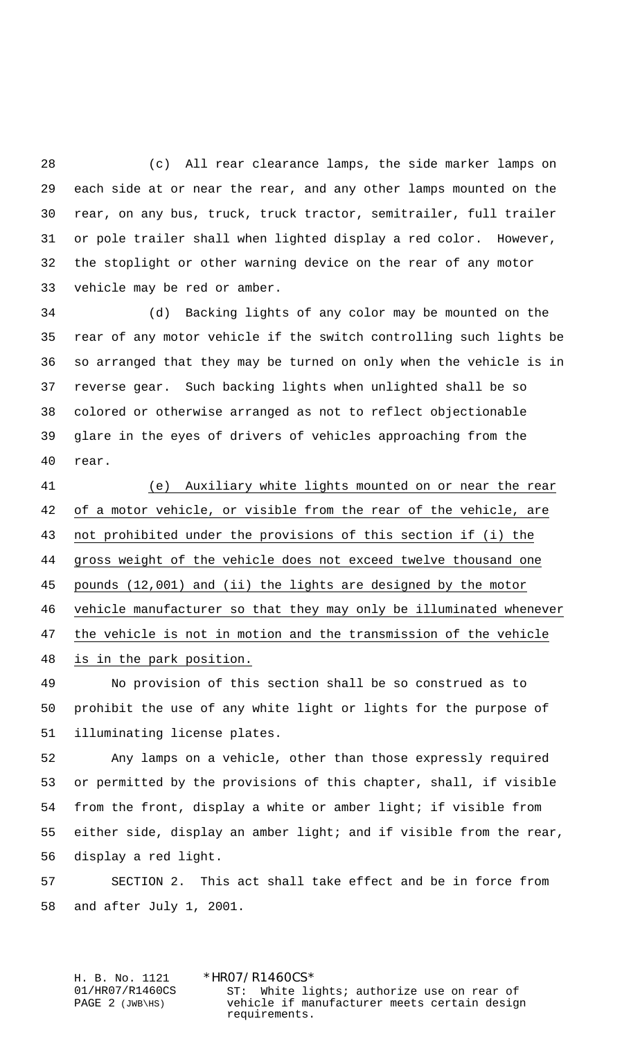(c) All rear clearance lamps, the side marker lamps on each side at or near the rear, and any other lamps mounted on the rear, on any bus, truck, truck tractor, semitrailer, full trailer or pole trailer shall when lighted display a red color. However, the stoplight or other warning device on the rear of any motor vehicle may be red or amber.

(d) Backing lights of any color may be mounted on the rear of any motor vehicle if the switch controlling such lights be so arranged that they may be turned on only when the vehicle is in reverse gear. Such backing lights when unlighted shall be so colored or otherwise arranged as not to reflect objectionable glare in the eyes of drivers of vehicles approaching from the rear.

<u>(e) Auxiliary white lights mounted on or near the rear of a motor vehicle, or visible from the rear of the vehicle, are not prohibited under the provisions of this section if (i) the gross weight of the vehicle does not exceed twelve thousand one pounds (12,001) and (ii) the lights are designed by the motor vehicle manufacturer so that they may only be illuminated whenever the vehicle is not in motion and the transmission of the vehicle is in the park position.</u>

No provision of this section shall be so construed as to prohibit the use of any white light or lights for the purpose of illuminating license plates.

Any lamps on a vehicle, other than those expressly required or permitted by the provisions of this chapter, shall, if visible from the front, display a white or amber light; if visible from either side, display an amber light; and if visible from the rear, display a red light.

SECTION 2. This act shall take effect and be in force from and after July 1, 2001.

ST: White lights; authorize use on rear of vehicle if manufacturer meets certain design requirements.